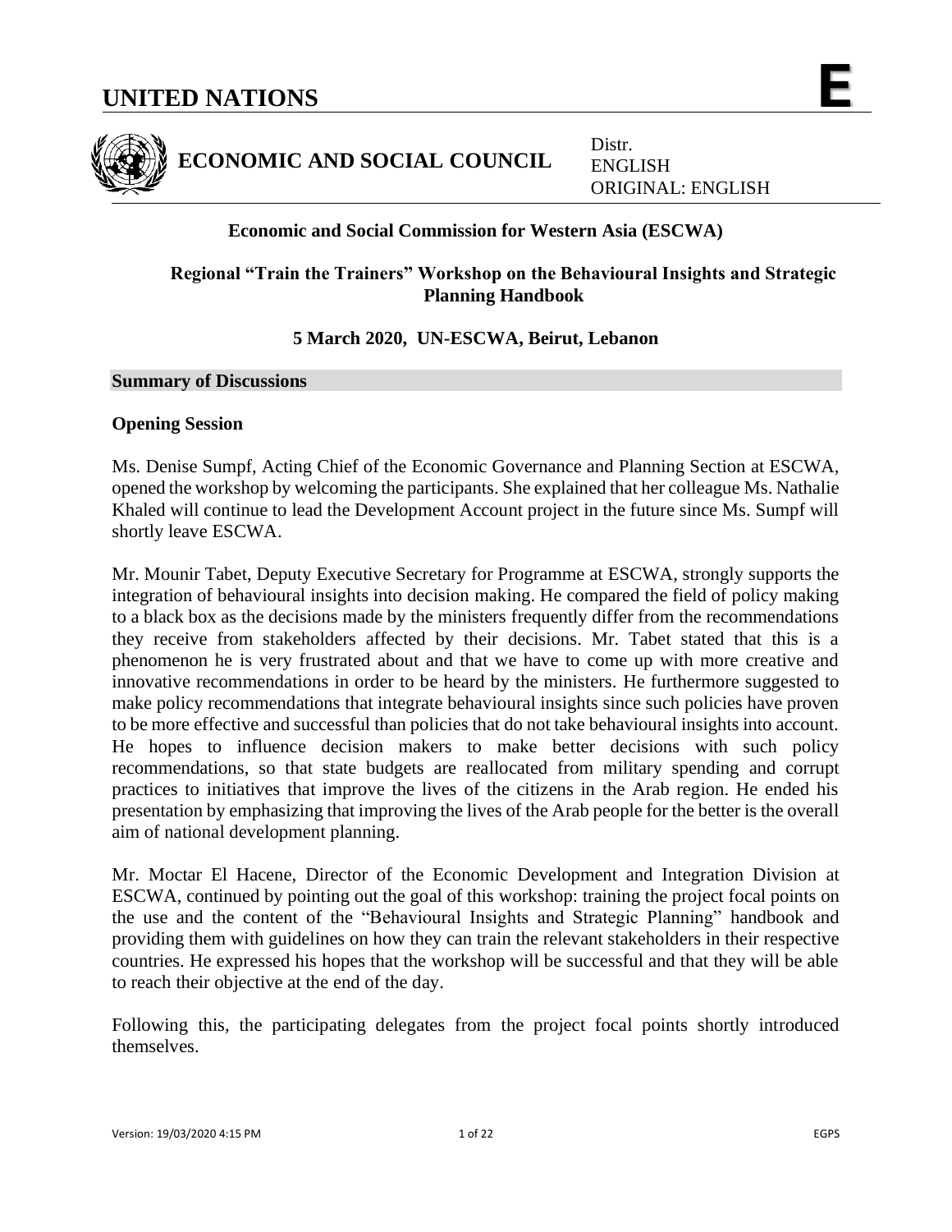# UNITED NATIONS

**E**

**ECONOMIC AND SOCIAL COUNCIL**

Distr.
ENGLISH
ORIGINAL: ENGLISH

**Economic and Social Commission for Western Asia (ESCWA)**

**Regional "Train the Trainers" Workshop on the Behavioural Insights and Strategic Planning Handbook**

**5 March 2020, UN-ESCWA, Beirut, Lebanon**

## Summary of Discussions

### Opening Session

Ms. Denise Sumpf, Acting Chief of the Economic Governance and Planning Section at ESCWA, opened the workshop by welcoming the participants. She explained that her colleague Ms. Nathalie Khaled will continue to lead the Development Account project in the future since Ms. Sumpf will shortly leave ESCWA.

Mr. Mounir Tabet, Deputy Executive Secretary for Programme at ESCWA, strongly supports the integration of behavioural insights into decision making. He compared the field of policy making to a black box as the decisions made by the ministers frequently differ from the recommendations they receive from stakeholders affected by their decisions. Mr. Tabet stated that this is a phenomenon he is very frustrated about and that we have to come up with more creative and innovative recommendations in order to be heard by the ministers. He furthermore suggested to make policy recommendations that integrate behavioural insights since such policies have proven to be more effective and successful than policies that do not take behavioural insights into account. He hopes to influence decision makers to make better decisions with such policy recommendations, so that state budgets are reallocated from military spending and corrupt practices to initiatives that improve the lives of the citizens in the Arab region. He ended his presentation by emphasizing that improving the lives of the Arab people for the better is the overall aim of national development planning.

Mr. Moctar El Hacene, Director of the Economic Development and Integration Division at ESCWA, continued by pointing out the goal of this workshop: training the project focal points on the use and the content of the "Behavioural Insights and Strategic Planning" handbook and providing them with guidelines on how they can train the relevant stakeholders in their respective countries. He expressed his hopes that the workshop will be successful and that they will be able to reach their objective at the end of the day.

Following this, the participating delegates from the project focal points shortly introduced themselves.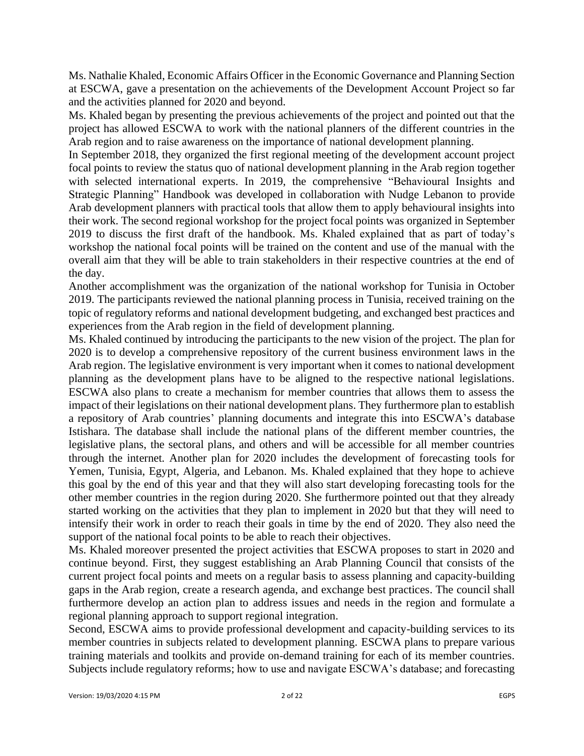Ms. Nathalie Khaled, Economic Affairs Officer in the Economic Governance and Planning Section at ESCWA, gave a presentation on the achievements of the Development Account Project so far and the activities planned for 2020 and beyond.

Ms. Khaled began by presenting the previous achievements of the project and pointed out that the project has allowed ESCWA to work with the national planners of the different countries in the Arab region and to raise awareness on the importance of national development planning.

In September 2018, they organized the first regional meeting of the development account project focal points to review the status quo of national development planning in the Arab region together with selected international experts. In 2019, the comprehensive "Behavioural Insights and Strategic Planning" Handbook was developed in collaboration with Nudge Lebanon to provide Arab development planners with practical tools that allow them to apply behavioural insights into their work. The second regional workshop for the project focal points was organized in September 2019 to discuss the first draft of the handbook. Ms. Khaled explained that as part of today's workshop the national focal points will be trained on the content and use of the manual with the overall aim that they will be able to train stakeholders in their respective countries at the end of the day.

Another accomplishment was the organization of the national workshop for Tunisia in October 2019. The participants reviewed the national planning process in Tunisia, received training on the topic of regulatory reforms and national development budgeting, and exchanged best practices and experiences from the Arab region in the field of development planning.

Ms. Khaled continued by introducing the participants to the new vision of the project. The plan for 2020 is to develop a comprehensive repository of the current business environment laws in the Arab region. The legislative environment is very important when it comes to national development planning as the development plans have to be aligned to the respective national legislations. ESCWA also plans to create a mechanism for member countries that allows them to assess the impact of their legislations on their national development plans. They furthermore plan to establish a repository of Arab countries' planning documents and integrate this into ESCWA's database Istishara. The database shall include the national plans of the different member countries, the legislative plans, the sectoral plans, and others and will be accessible for all member countries through the internet. Another plan for 2020 includes the development of forecasting tools for Yemen, Tunisia, Egypt, Algeria, and Lebanon. Ms. Khaled explained that they hope to achieve this goal by the end of this year and that they will also start developing forecasting tools for the other member countries in the region during 2020. She furthermore pointed out that they already started working on the activities that they plan to implement in 2020 but that they will need to intensify their work in order to reach their goals in time by the end of 2020. They also need the support of the national focal points to be able to reach their objectives.

Ms. Khaled moreover presented the project activities that ESCWA proposes to start in 2020 and continue beyond. First, they suggest establishing an Arab Planning Council that consists of the current project focal points and meets on a regular basis to assess planning and capacity-building gaps in the Arab region, create a research agenda, and exchange best practices. The council shall furthermore develop an action plan to address issues and needs in the region and formulate a regional planning approach to support regional integration.

Second, ESCWA aims to provide professional development and capacity-building services to its member countries in subjects related to development planning. ESCWA plans to prepare various training materials and toolkits and provide on-demand training for each of its member countries. Subjects include regulatory reforms; how to use and navigate ESCWA's database; and forecasting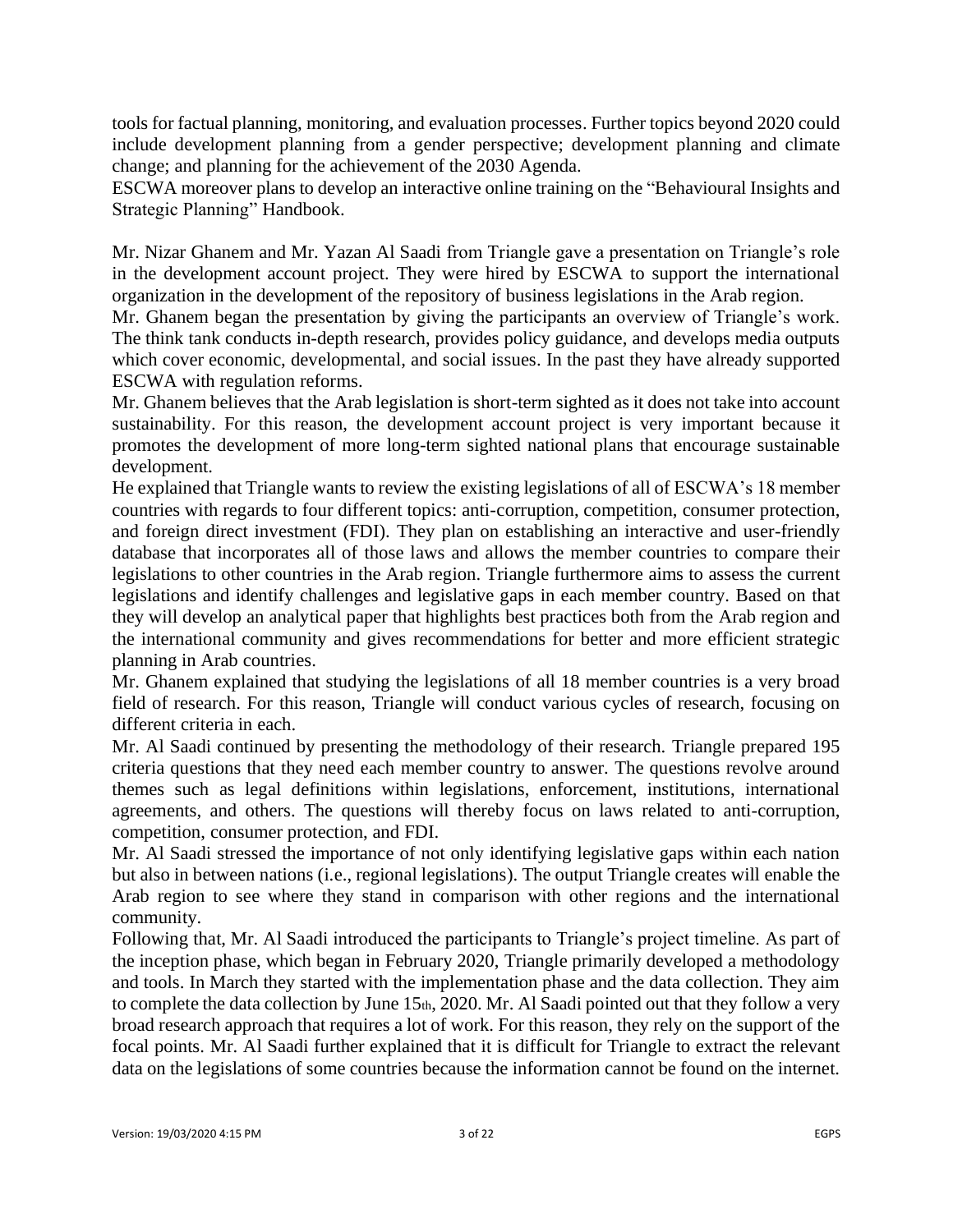tools for factual planning, monitoring, and evaluation processes. Further topics beyond 2020 could include development planning from a gender perspective; development planning and climate change; and planning for the achievement of the 2030 Agenda.

ESCWA moreover plans to develop an interactive online training on the "Behavioural Insights and Strategic Planning" Handbook.

Mr. Nizar Ghanem and Mr. Yazan Al Saadi from Triangle gave a presentation on Triangle's role in the development account project. They were hired by ESCWA to support the international organization in the development of the repository of business legislations in the Arab region.

Mr. Ghanem began the presentation by giving the participants an overview of Triangle's work. The think tank conducts in-depth research, provides policy guidance, and develops media outputs which cover economic, developmental, and social issues. In the past they have already supported ESCWA with regulation reforms.

Mr. Ghanem believes that the Arab legislation is short-term sighted as it does not take into account sustainability. For this reason, the development account project is very important because it promotes the development of more long-term sighted national plans that encourage sustainable development.

He explained that Triangle wants to review the existing legislations of all of ESCWA's 18 member countries with regards to four different topics: anti-corruption, competition, consumer protection, and foreign direct investment (FDI). They plan on establishing an interactive and user-friendly database that incorporates all of those laws and allows the member countries to compare their legislations to other countries in the Arab region. Triangle furthermore aims to assess the current legislations and identify challenges and legislative gaps in each member country. Based on that they will develop an analytical paper that highlights best practices both from the Arab region and the international community and gives recommendations for better and more efficient strategic planning in Arab countries.

Mr. Ghanem explained that studying the legislations of all 18 member countries is a very broad field of research. For this reason, Triangle will conduct various cycles of research, focusing on different criteria in each.

Mr. Al Saadi continued by presenting the methodology of their research. Triangle prepared 195 criteria questions that they need each member country to answer. The questions revolve around themes such as legal definitions within legislations, enforcement, institutions, international agreements, and others. The questions will thereby focus on laws related to anti-corruption, competition, consumer protection, and FDI.

Mr. Al Saadi stressed the importance of not only identifying legislative gaps within each nation but also in between nations (i.e., regional legislations). The output Triangle creates will enable the Arab region to see where they stand in comparison with other regions and the international community.

Following that, Mr. Al Saadi introduced the participants to Triangle's project timeline. As part of the inception phase, which began in February 2020, Triangle primarily developed a methodology and tools. In March they started with the implementation phase and the data collection. They aim to complete the data collection by June 15th, 2020. Mr. Al Saadi pointed out that they follow a very broad research approach that requires a lot of work. For this reason, they rely on the support of the focal points. Mr. Al Saadi further explained that it is difficult for Triangle to extract the relevant data on the legislations of some countries because the information cannot be found on the internet.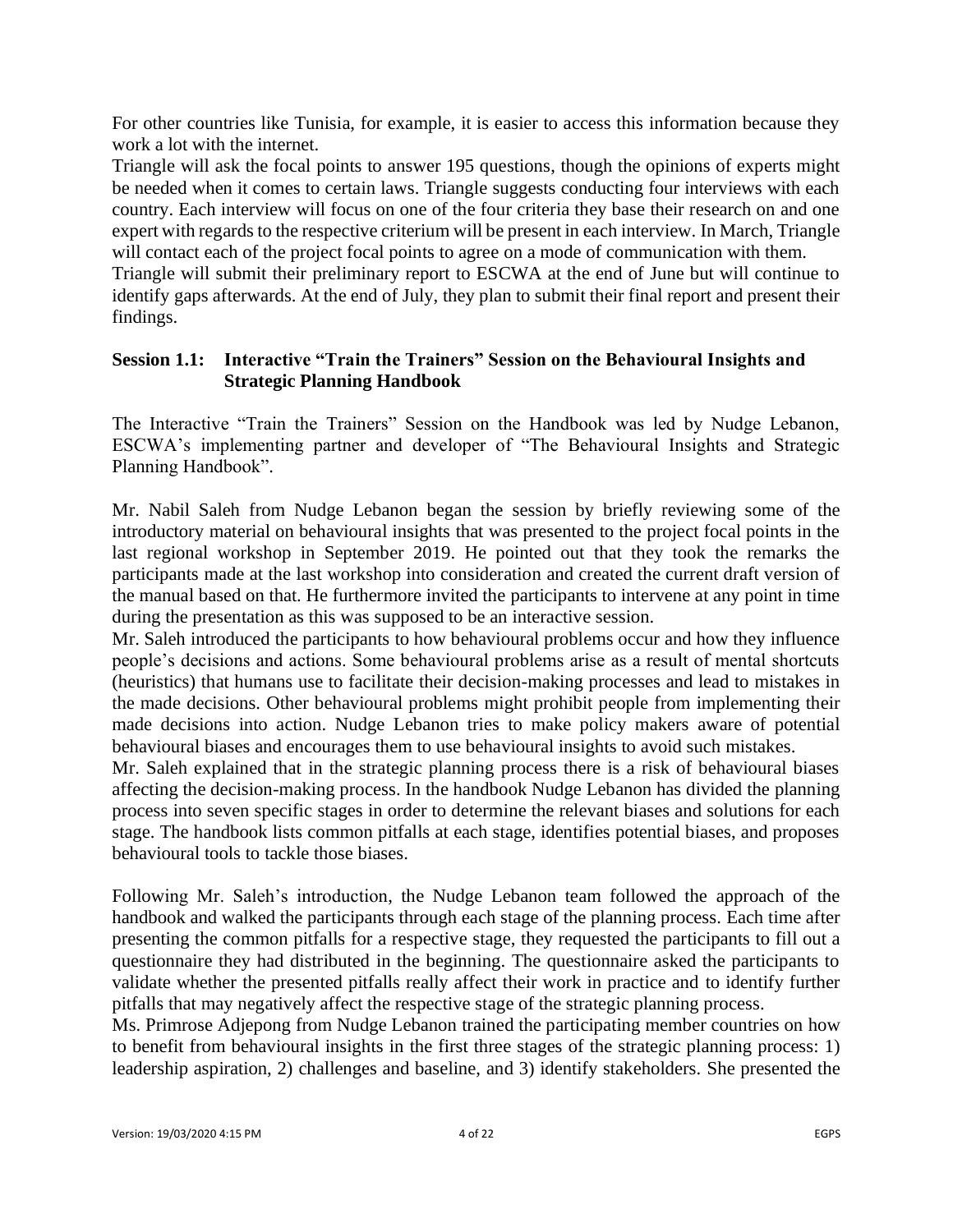For other countries like Tunisia, for example, it is easier to access this information because they work a lot with the internet.

Triangle will ask the focal points to answer 195 questions, though the opinions of experts might be needed when it comes to certain laws. Triangle suggests conducting four interviews with each country. Each interview will focus on one of the four criteria they base their research on and one expert with regards to the respective criterium will be present in each interview. In March, Triangle will contact each of the project focal points to agree on a mode of communication with them.

Triangle will submit their preliminary report to ESCWA at the end of June but will continue to identify gaps afterwards. At the end of July, they plan to submit their final report and present their findings.

### Session 1.1: Interactive "Train the Trainers" Session on the Behavioural Insights and Strategic Planning Handbook

The Interactive "Train the Trainers" Session on the Handbook was led by Nudge Lebanon, ESCWA's implementing partner and developer of "The Behavioural Insights and Strategic Planning Handbook".

Mr. Nabil Saleh from Nudge Lebanon began the session by briefly reviewing some of the introductory material on behavioural insights that was presented to the project focal points in the last regional workshop in September 2019. He pointed out that they took the remarks the participants made at the last workshop into consideration and created the current draft version of the manual based on that. He furthermore invited the participants to intervene at any point in time during the presentation as this was supposed to be an interactive session.

Mr. Saleh introduced the participants to how behavioural problems occur and how they influence people's decisions and actions. Some behavioural problems arise as a result of mental shortcuts (heuristics) that humans use to facilitate their decision-making processes and lead to mistakes in the made decisions. Other behavioural problems might prohibit people from implementing their made decisions into action. Nudge Lebanon tries to make policy makers aware of potential behavioural biases and encourages them to use behavioural insights to avoid such mistakes.

Mr. Saleh explained that in the strategic planning process there is a risk of behavioural biases affecting the decision-making process. In the handbook Nudge Lebanon has divided the planning process into seven specific stages in order to determine the relevant biases and solutions for each stage. The handbook lists common pitfalls at each stage, identifies potential biases, and proposes behavioural tools to tackle those biases.

Following Mr. Saleh's introduction, the Nudge Lebanon team followed the approach of the handbook and walked the participants through each stage of the planning process. Each time after presenting the common pitfalls for a respective stage, they requested the participants to fill out a questionnaire they had distributed in the beginning. The questionnaire asked the participants to validate whether the presented pitfalls really affect their work in practice and to identify further pitfalls that may negatively affect the respective stage of the strategic planning process.

Ms. Primrose Adjepong from Nudge Lebanon trained the participating member countries on how to benefit from behavioural insights in the first three stages of the strategic planning process: 1) leadership aspiration, 2) challenges and baseline, and 3) identify stakeholders. She presented the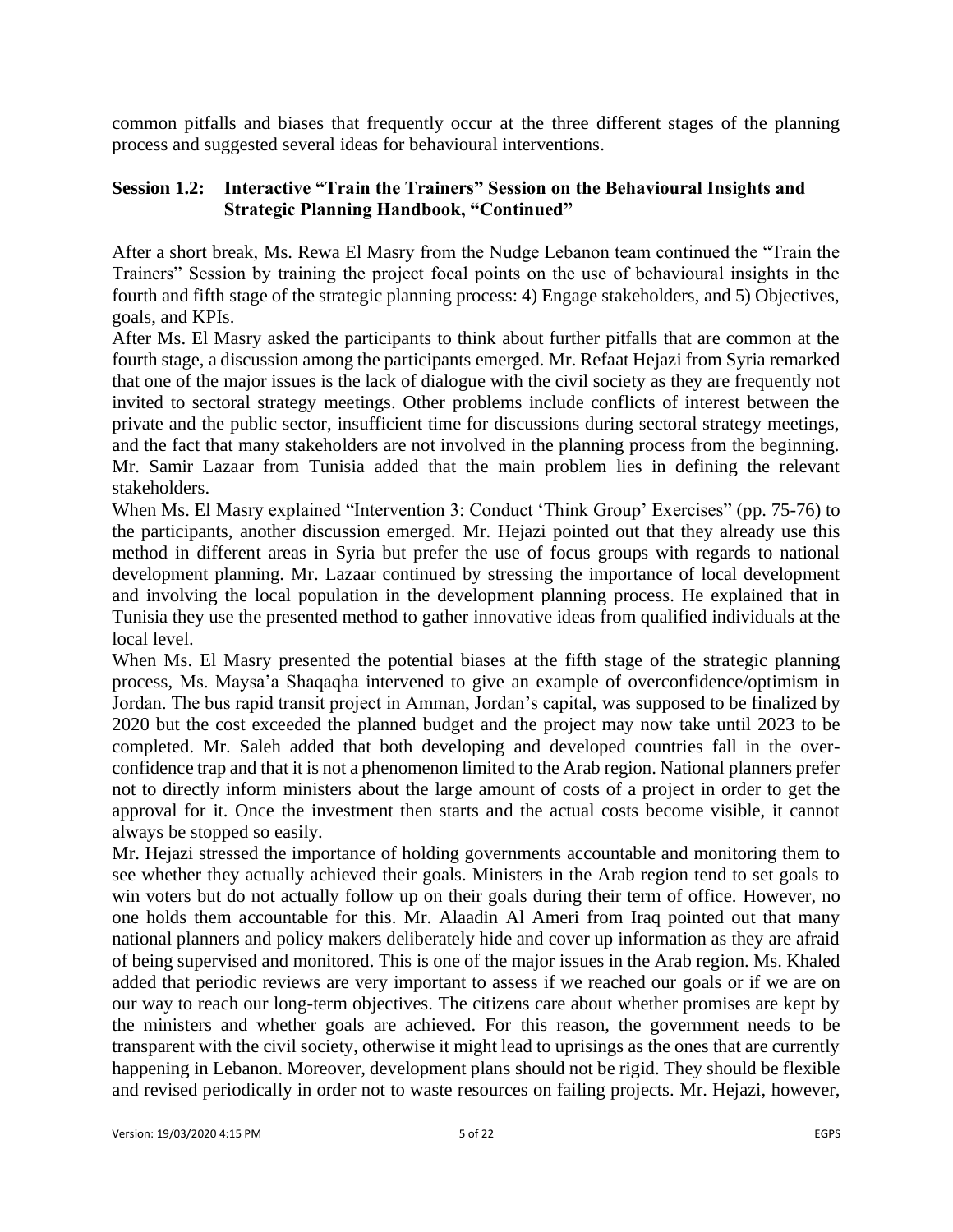common pitfalls and biases that frequently occur at the three different stages of the planning process and suggested several ideas for behavioural interventions.

### Session 1.2: Interactive "Train the Trainers" Session on the Behavioural Insights and Strategic Planning Handbook, "Continued"

After a short break, Ms. Rewa El Masry from the Nudge Lebanon team continued the "Train the Trainers" Session by training the project focal points on the use of behavioural insights in the fourth and fifth stage of the strategic planning process: 4) Engage stakeholders, and 5) Objectives, goals, and KPIs.

After Ms. El Masry asked the participants to think about further pitfalls that are common at the fourth stage, a discussion among the participants emerged. Mr. Refaat Hejazi from Syria remarked that one of the major issues is the lack of dialogue with the civil society as they are frequently not invited to sectoral strategy meetings. Other problems include conflicts of interest between the private and the public sector, insufficient time for discussions during sectoral strategy meetings, and the fact that many stakeholders are not involved in the planning process from the beginning. Mr. Samir Lazaar from Tunisia added that the main problem lies in defining the relevant stakeholders.

When Ms. El Masry explained "Intervention 3: Conduct 'Think Group' Exercises" (pp. 75-76) to the participants, another discussion emerged. Mr. Hejazi pointed out that they already use this method in different areas in Syria but prefer the use of focus groups with regards to national development planning. Mr. Lazaar continued by stressing the importance of local development and involving the local population in the development planning process. He explained that in Tunisia they use the presented method to gather innovative ideas from qualified individuals at the local level.

When Ms. El Masry presented the potential biases at the fifth stage of the strategic planning process, Ms. Maysa'a Shaqaqha intervened to give an example of overconfidence/optimism in Jordan. The bus rapid transit project in Amman, Jordan's capital, was supposed to be finalized by 2020 but the cost exceeded the planned budget and the project may now take until 2023 to be completed. Mr. Saleh added that both developing and developed countries fall in the over-confidence trap and that it is not a phenomenon limited to the Arab region. National planners prefer not to directly inform ministers about the large amount of costs of a project in order to get the approval for it. Once the investment then starts and the actual costs become visible, it cannot always be stopped so easily.

Mr. Hejazi stressed the importance of holding governments accountable and monitoring them to see whether they actually achieved their goals. Ministers in the Arab region tend to set goals to win voters but do not actually follow up on their goals during their term of office. However, no one holds them accountable for this. Mr. Alaadin Al Ameri from Iraq pointed out that many national planners and policy makers deliberately hide and cover up information as they are afraid of being supervised and monitored. This is one of the major issues in the Arab region. Ms. Khaled added that periodic reviews are very important to assess if we reached our goals or if we are on our way to reach our long-term objectives. The citizens care about whether promises are kept by the ministers and whether goals are achieved. For this reason, the government needs to be transparent with the civil society, otherwise it might lead to uprisings as the ones that are currently happening in Lebanon. Moreover, development plans should not be rigid. They should be flexible and revised periodically in order not to waste resources on failing projects. Mr. Hejazi, however,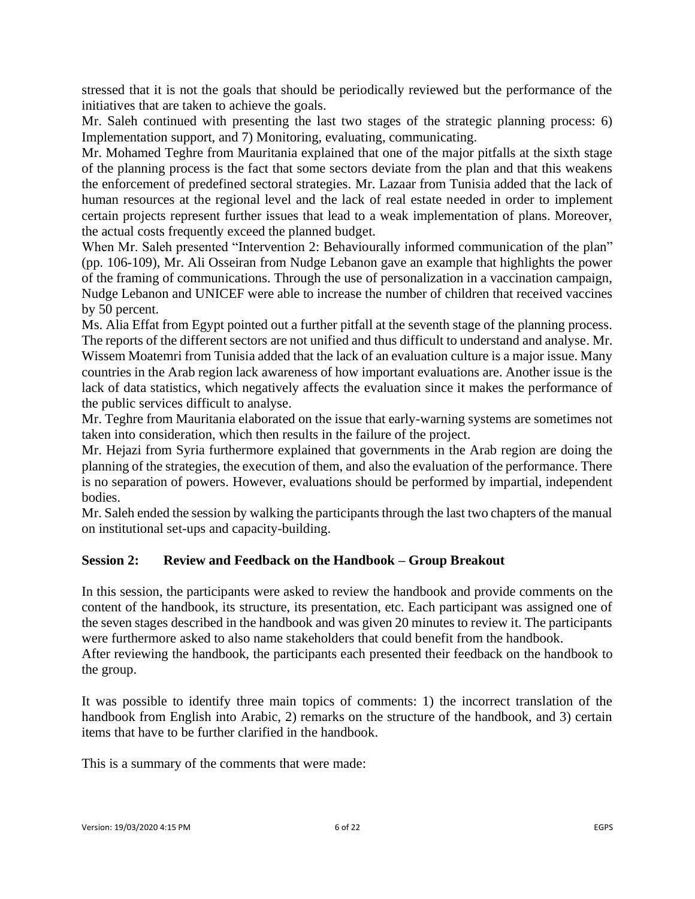stressed that it is not the goals that should be periodically reviewed but the performance of the initiatives that are taken to achieve the goals.

Mr. Saleh continued with presenting the last two stages of the strategic planning process: 6) Implementation support, and 7) Monitoring, evaluating, communicating.

Mr. Mohamed Teghre from Mauritania explained that one of the major pitfalls at the sixth stage of the planning process is the fact that some sectors deviate from the plan and that this weakens the enforcement of predefined sectoral strategies. Mr. Lazaar from Tunisia added that the lack of human resources at the regional level and the lack of real estate needed in order to implement certain projects represent further issues that lead to a weak implementation of plans. Moreover, the actual costs frequently exceed the planned budget.

When Mr. Saleh presented "Intervention 2: Behaviourally informed communication of the plan" (pp. 106-109), Mr. Ali Osseiran from Nudge Lebanon gave an example that highlights the power of the framing of communications. Through the use of personalization in a vaccination campaign, Nudge Lebanon and UNICEF were able to increase the number of children that received vaccines by 50 percent.

Ms. Alia Effat from Egypt pointed out a further pitfall at the seventh stage of the planning process. The reports of the different sectors are not unified and thus difficult to understand and analyse. Mr. Wissem Moatemri from Tunisia added that the lack of an evaluation culture is a major issue. Many countries in the Arab region lack awareness of how important evaluations are. Another issue is the lack of data statistics, which negatively affects the evaluation since it makes the performance of the public services difficult to analyse.

Mr. Teghre from Mauritania elaborated on the issue that early-warning systems are sometimes not taken into consideration, which then results in the failure of the project.

Mr. Hejazi from Syria furthermore explained that governments in the Arab region are doing the planning of the strategies, the execution of them, and also the evaluation of the performance. There is no separation of powers. However, evaluations should be performed by impartial, independent bodies.

Mr. Saleh ended the session by walking the participants through the last two chapters of the manual on institutional set-ups and capacity-building.

### Session 2: Review and Feedback on the Handbook – Group Breakout

In this session, the participants were asked to review the handbook and provide comments on the content of the handbook, its structure, its presentation, etc. Each participant was assigned one of the seven stages described in the handbook and was given 20 minutes to review it. The participants were furthermore asked to also name stakeholders that could benefit from the handbook.

After reviewing the handbook, the participants each presented their feedback on the handbook to the group.

It was possible to identify three main topics of comments: 1) the incorrect translation of the handbook from English into Arabic, 2) remarks on the structure of the handbook, and 3) certain items that have to be further clarified in the handbook.

This is a summary of the comments that were made: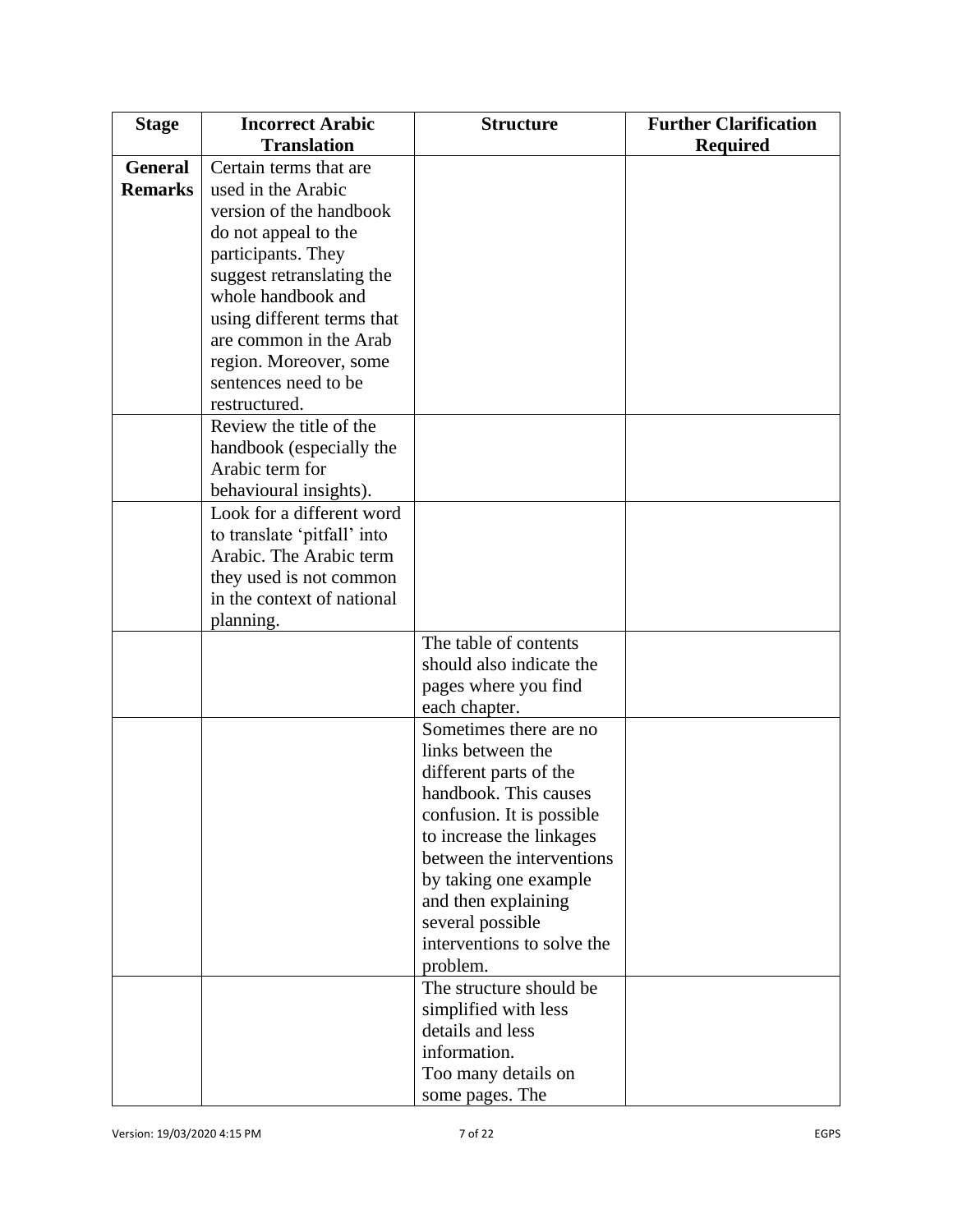| Stage | Incorrect Arabic Translation | Structure | Further Clarification Required |
|---|---|---|---|
| **General Remarks** | Certain terms that are used in the Arabic version of the handbook do not appeal to the participants. They suggest retranslating the whole handbook and using different terms that are common in the Arab region. Moreover, some sentences need to be restructured. | | |
| | Review the title of the handbook (especially the Arabic term for behavioural insights). | | |
| | Look for a different word to translate 'pitfall' into Arabic. The Arabic term they used is not common in the context of national planning. | | |
| | | The table of contents should also indicate the pages where you find each chapter. | |
| | | Sometimes there are no links between the different parts of the handbook. This causes confusion. It is possible to increase the linkages between the interventions by taking one example and then explaining several possible interventions to solve the problem. | |
| | | The structure should be simplified with less details and less information.<br>Too many details on some pages. The | |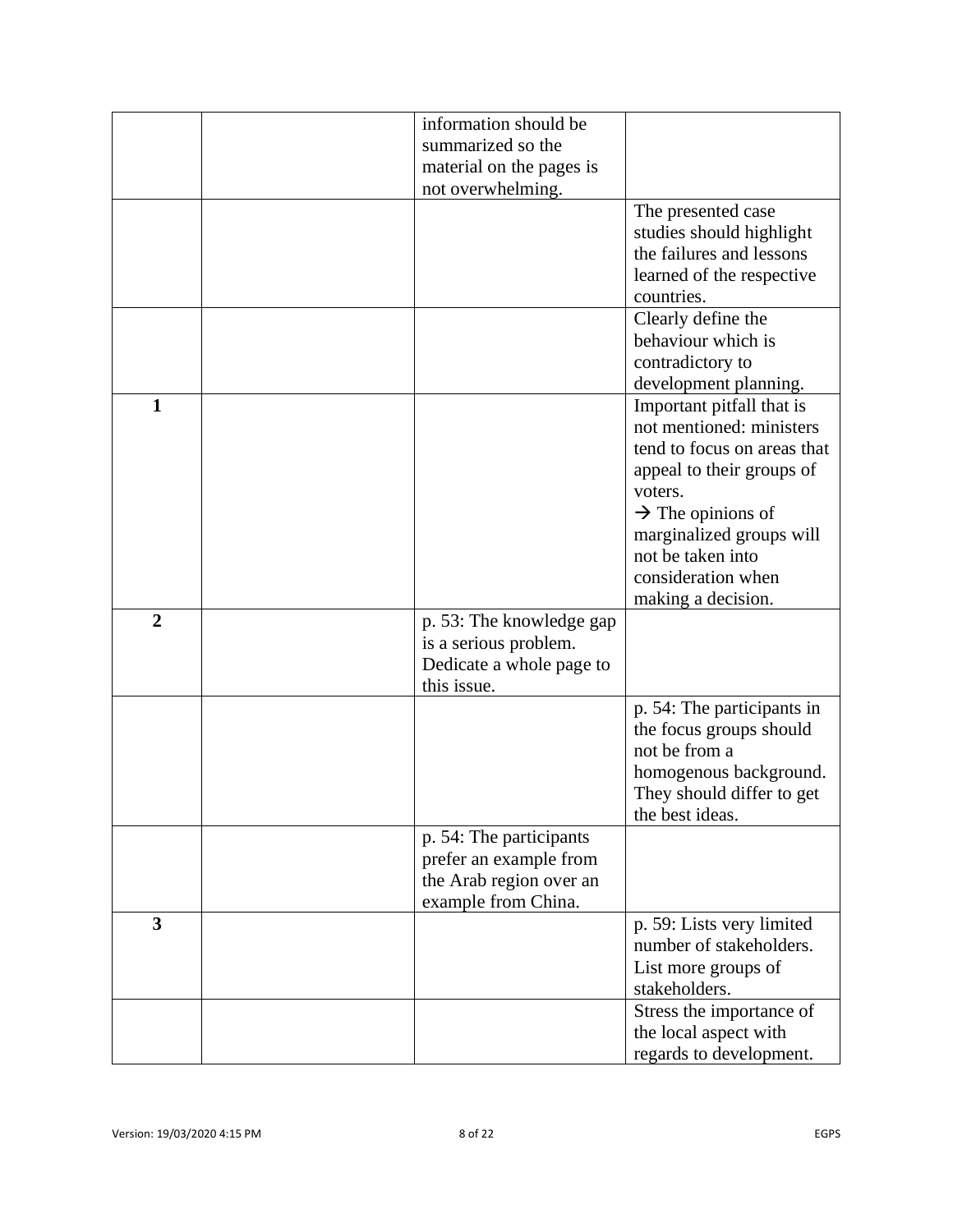| | | | |
|---|---|---|---|
| | | information should be summarized so the material on the pages is not overwhelming. | |
| | | | The presented case studies should highlight the failures and lessons learned of the respective countries. |
| | | | Clearly define the behaviour which is contradictory to development planning. |
| **1** | | | Important pitfall that is not mentioned: ministers tend to focus on areas that appeal to their groups of voters.<br>→ The opinions of marginalized groups will not be taken into consideration when making a decision. |
| **2** | | p. 53: The knowledge gap is a serious problem. Dedicate a whole page to this issue. | |
| | | | p. 54: The participants in the focus groups should not be from a homogenous background. They should differ to get the best ideas. |
| | | p. 54: The participants prefer an example from the Arab region over an example from China. | |
| **3** | | | p. 59: Lists very limited number of stakeholders. List more groups of stakeholders. |
| | | | Stress the importance of the local aspect with regards to development. |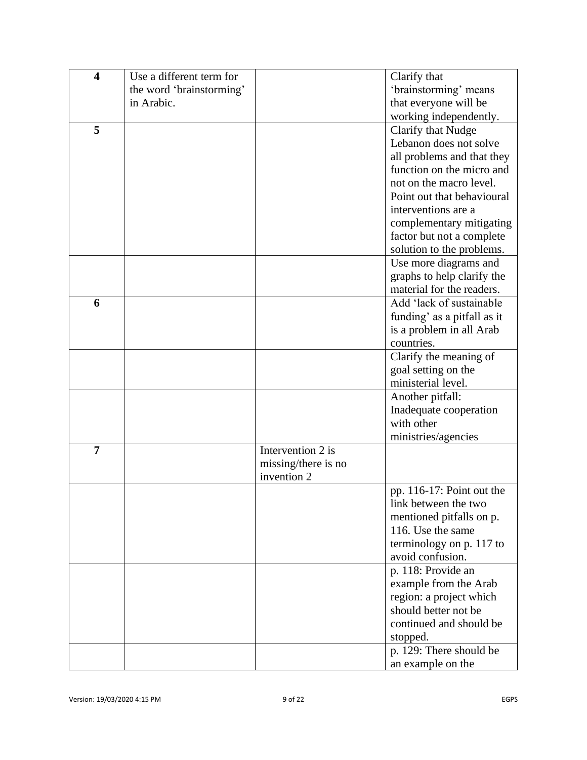| | | | |
|---|---|---|---|
| **4** | Use a different term for the word 'brainstorming' in Arabic. | | Clarify that 'brainstorming' means that everyone will be working independently. |
| **5** | | | Clarify that Nudge Lebanon does not solve all problems and that they function on the micro and not on the macro level. Point out that behavioural interventions are a complementary mitigating factor but not a complete solution to the problems. |
| | | | Use more diagrams and graphs to help clarify the material for the readers. |
| **6** | | | Add 'lack of sustainable funding' as a pitfall as it is a problem in all Arab countries. |
| | | | Clarify the meaning of goal setting on the ministerial level. |
| | | | Another pitfall: Inadequate cooperation with other ministries/agencies |
| **7** | | Intervention 2 is missing/there is no invention 2 | |
| | | | pp. 116-17: Point out the link between the two mentioned pitfalls on p. 116. Use the same terminology on p. 117 to avoid confusion. |
| | | | p. 118: Provide an example from the Arab region: a project which should better not be continued and should be stopped. |
| | | | p. 129: There should be an example on the |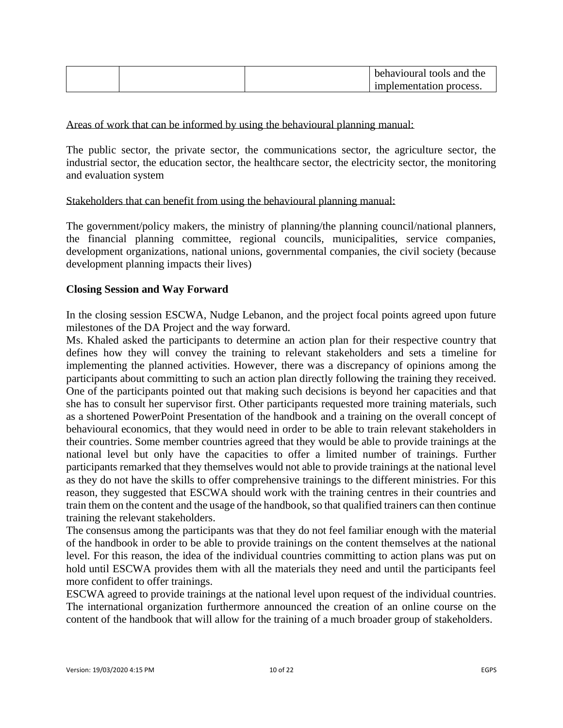| | | | behavioural tools and the implementation process. |
|---|---|---|---|

Areas of work that can be informed by using the behavioural planning manual:

The public sector, the private sector, the communications sector, the agriculture sector, the industrial sector, the education sector, the healthcare sector, the electricity sector, the monitoring and evaluation system

Stakeholders that can benefit from using the behavioural planning manual:

The government/policy makers, the ministry of planning/the planning council/national planners, the financial planning committee, regional councils, municipalities, service companies, development organizations, national unions, governmental companies, the civil society (because development planning impacts their lives)

**Closing Session and Way Forward**

In the closing session ESCWA, Nudge Lebanon, and the project focal points agreed upon future milestones of the DA Project and the way forward.

Ms. Khaled asked the participants to determine an action plan for their respective country that defines how they will convey the training to relevant stakeholders and sets a timeline for implementing the planned activities. However, there was a discrepancy of opinions among the participants about committing to such an action plan directly following the training they received. One of the participants pointed out that making such decisions is beyond her capacities and that she has to consult her supervisor first. Other participants requested more training materials, such as a shortened PowerPoint Presentation of the handbook and a training on the overall concept of behavioural economics, that they would need in order to be able to train relevant stakeholders in their countries. Some member countries agreed that they would be able to provide trainings at the national level but only have the capacities to offer a limited number of trainings. Further participants remarked that they themselves would not able to provide trainings at the national level as they do not have the skills to offer comprehensive trainings to the different ministries. For this reason, they suggested that ESCWA should work with the training centres in their countries and train them on the content and the usage of the handbook, so that qualified trainers can then continue training the relevant stakeholders.

The consensus among the participants was that they do not feel familiar enough with the material of the handbook in order to be able to provide trainings on the content themselves at the national level. For this reason, the idea of the individual countries committing to action plans was put on hold until ESCWA provides them with all the materials they need and until the participants feel more confident to offer trainings.

ESCWA agreed to provide trainings at the national level upon request of the individual countries. The international organization furthermore announced the creation of an online course on the content of the handbook that will allow for the training of a much broader group of stakeholders.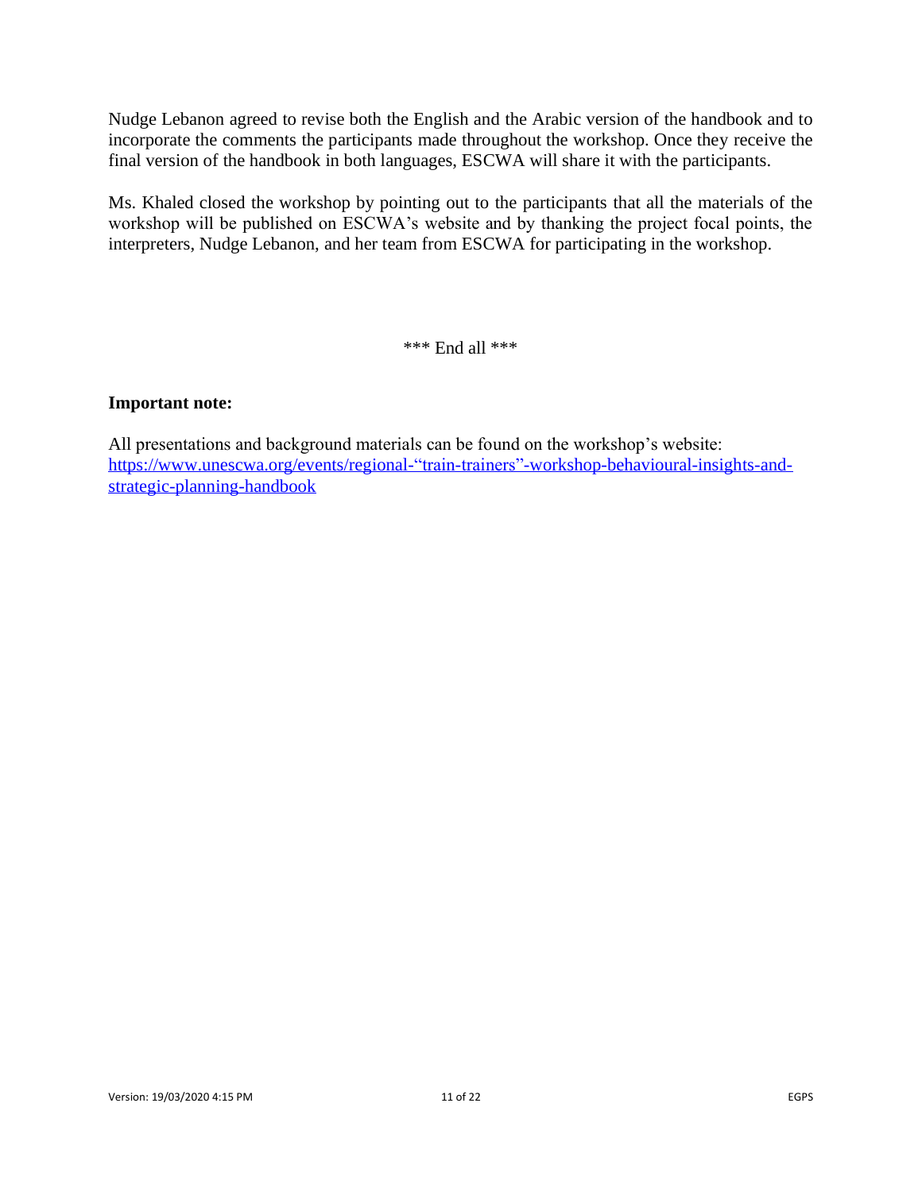Nudge Lebanon agreed to revise both the English and the Arabic version of the handbook and to incorporate the comments the participants made throughout the workshop. Once they receive the final version of the handbook in both languages, ESCWA will share it with the participants.

Ms. Khaled closed the workshop by pointing out to the participants that all the materials of the workshop will be published on ESCWA's website and by thanking the project focal points, the interpreters, Nudge Lebanon, and her team from ESCWA for participating in the workshop.

*** End all ***

**Important note:**

All presentations and background materials can be found on the workshop's website: [https://www.unescwa.org/events/regional-“train-trainers”-workshop-behavioural-insights-and-strategic-planning-handbook](https://www.unescwa.org/events/regional-“train-trainers”-workshop-behavioural-insights-and-strategic-planning-handbook)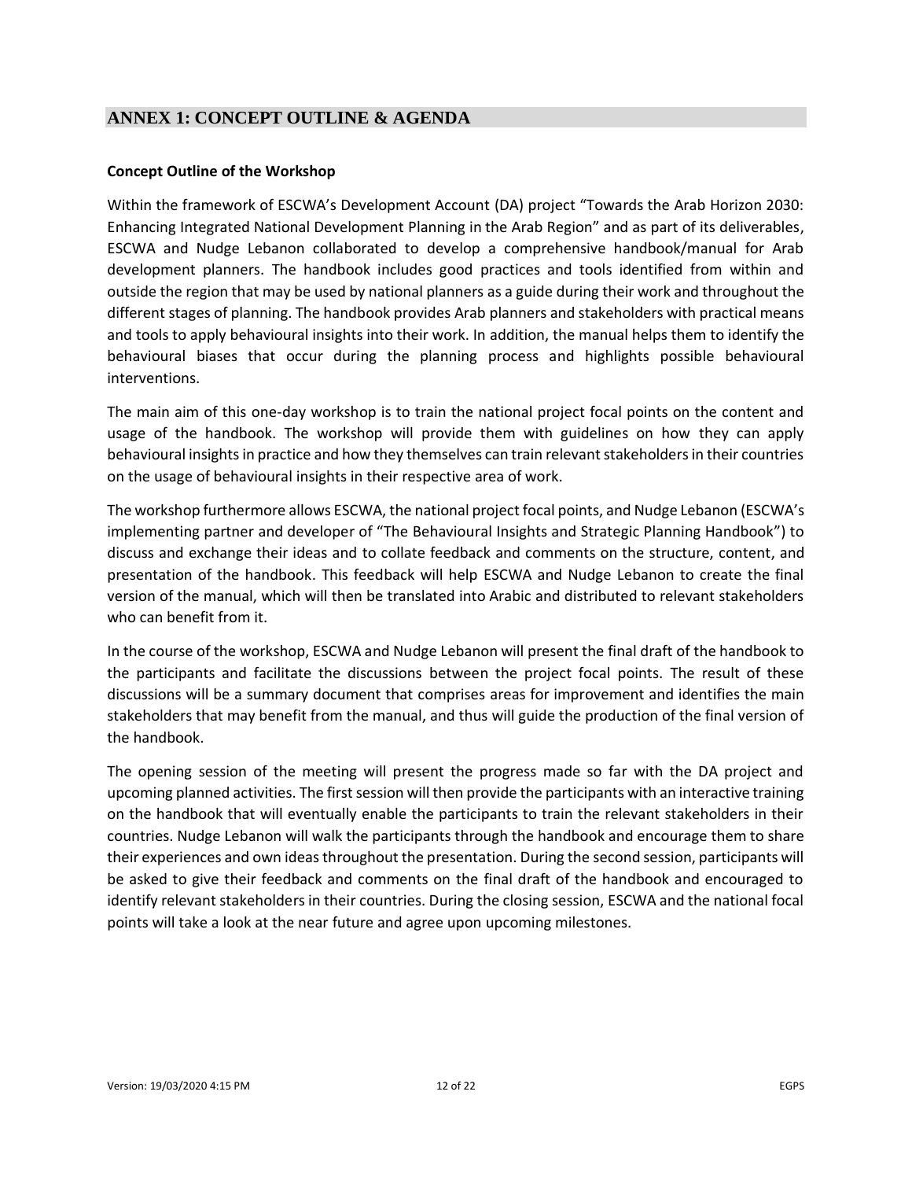## ANNEX 1: CONCEPT OUTLINE & AGENDA

### Concept Outline of the Workshop

Within the framework of ESCWA's Development Account (DA) project "Towards the Arab Horizon 2030: Enhancing Integrated National Development Planning in the Arab Region" and as part of its deliverables, ESCWA and Nudge Lebanon collaborated to develop a comprehensive handbook/manual for Arab development planners. The handbook includes good practices and tools identified from within and outside the region that may be used by national planners as a guide during their work and throughout the different stages of planning. The handbook provides Arab planners and stakeholders with practical means and tools to apply behavioural insights into their work. In addition, the manual helps them to identify the behavioural biases that occur during the planning process and highlights possible behavioural interventions.

The main aim of this one-day workshop is to train the national project focal points on the content and usage of the handbook. The workshop will provide them with guidelines on how they can apply behavioural insights in practice and how they themselves can train relevant stakeholders in their countries on the usage of behavioural insights in their respective area of work.

The workshop furthermore allows ESCWA, the national project focal points, and Nudge Lebanon (ESCWA's implementing partner and developer of "The Behavioural Insights and Strategic Planning Handbook") to discuss and exchange their ideas and to collate feedback and comments on the structure, content, and presentation of the handbook. This feedback will help ESCWA and Nudge Lebanon to create the final version of the manual, which will then be translated into Arabic and distributed to relevant stakeholders who can benefit from it.

In the course of the workshop, ESCWA and Nudge Lebanon will present the final draft of the handbook to the participants and facilitate the discussions between the project focal points. The result of these discussions will be a summary document that comprises areas for improvement and identifies the main stakeholders that may benefit from the manual, and thus will guide the production of the final version of the handbook.

The opening session of the meeting will present the progress made so far with the DA project and upcoming planned activities. The first session will then provide the participants with an interactive training on the handbook that will eventually enable the participants to train the relevant stakeholders in their countries. Nudge Lebanon will walk the participants through the handbook and encourage them to share their experiences and own ideas throughout the presentation. During the second session, participants will be asked to give their feedback and comments on the final draft of the handbook and encouraged to identify relevant stakeholders in their countries. During the closing session, ESCWA and the national focal points will take a look at the near future and agree upon upcoming milestones.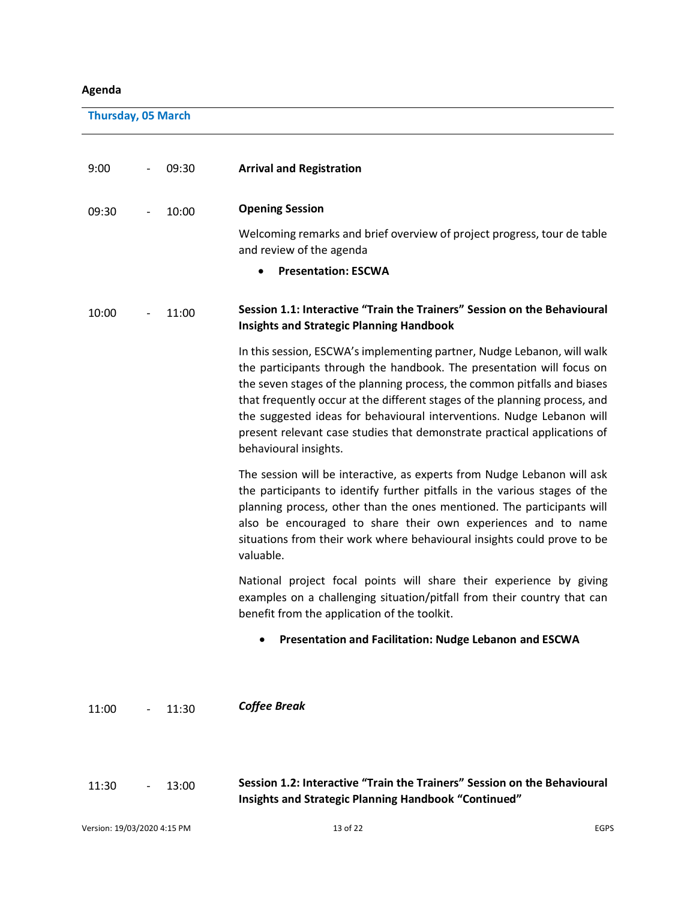**Agenda**

**Thursday, 05 March**

9:00 - 09:30 **Arrival and Registration**

09:30 - 10:00 **Opening Session**

Welcoming remarks and brief overview of project progress, tour de table and review of the agenda

- **Presentation: ESCWA**

10:00 - 11:00 **Session 1.1: Interactive "Train the Trainers" Session on the Behavioural Insights and Strategic Planning Handbook**

In this session, ESCWA's implementing partner, Nudge Lebanon, will walk the participants through the handbook. The presentation will focus on the seven stages of the planning process, the common pitfalls and biases that frequently occur at the different stages of the planning process, and the suggested ideas for behavioural interventions. Nudge Lebanon will present relevant case studies that demonstrate practical applications of behavioural insights.

The session will be interactive, as experts from Nudge Lebanon will ask the participants to identify further pitfalls in the various stages of the planning process, other than the ones mentioned. The participants will also be encouraged to share their own experiences and to name situations from their work where behavioural insights could prove to be valuable.

National project focal points will share their experience by giving examples on a challenging situation/pitfall from their country that can benefit from the application of the toolkit.

- **Presentation and Facilitation: Nudge Lebanon and ESCWA**

11:00 - 11:30 ***Coffee Break***

11:30 - 13:00 **Session 1.2: Interactive "Train the Trainers" Session on the Behavioural Insights and Strategic Planning Handbook "Continued"**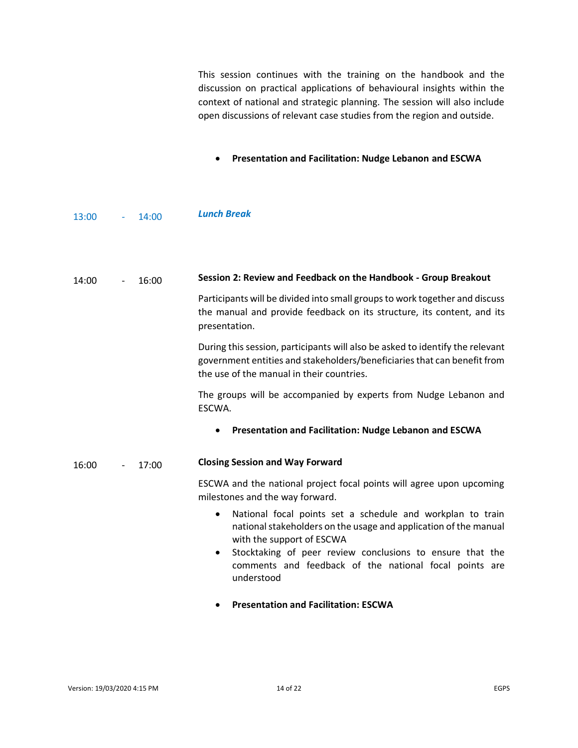This session continues with the training on the handbook and the discussion on practical applications of behavioural insights within the context of national and strategic planning. The session will also include open discussions of relevant case studies from the region and outside.

- **Presentation and Facilitation: Nudge Lebanon and ESCWA**

13:00 - 14:00 ***Lunch Break***

14:00 - 16:00 **Session 2: Review and Feedback on the Handbook - Group Breakout**

Participants will be divided into small groups to work together and discuss the manual and provide feedback on its structure, its content, and its presentation.

During this session, participants will also be asked to identify the relevant government entities and stakeholders/beneficiaries that can benefit from the use of the manual in their countries.

The groups will be accompanied by experts from Nudge Lebanon and ESCWA.

- **Presentation and Facilitation: Nudge Lebanon and ESCWA**

16:00 - 17:00 **Closing Session and Way Forward**

ESCWA and the national project focal points will agree upon upcoming milestones and the way forward.

- National focal points set a schedule and workplan to train national stakeholders on the usage and application of the manual with the support of ESCWA
- Stocktaking of peer review conclusions to ensure that the comments and feedback of the national focal points are understood

- **Presentation and Facilitation: ESCWA**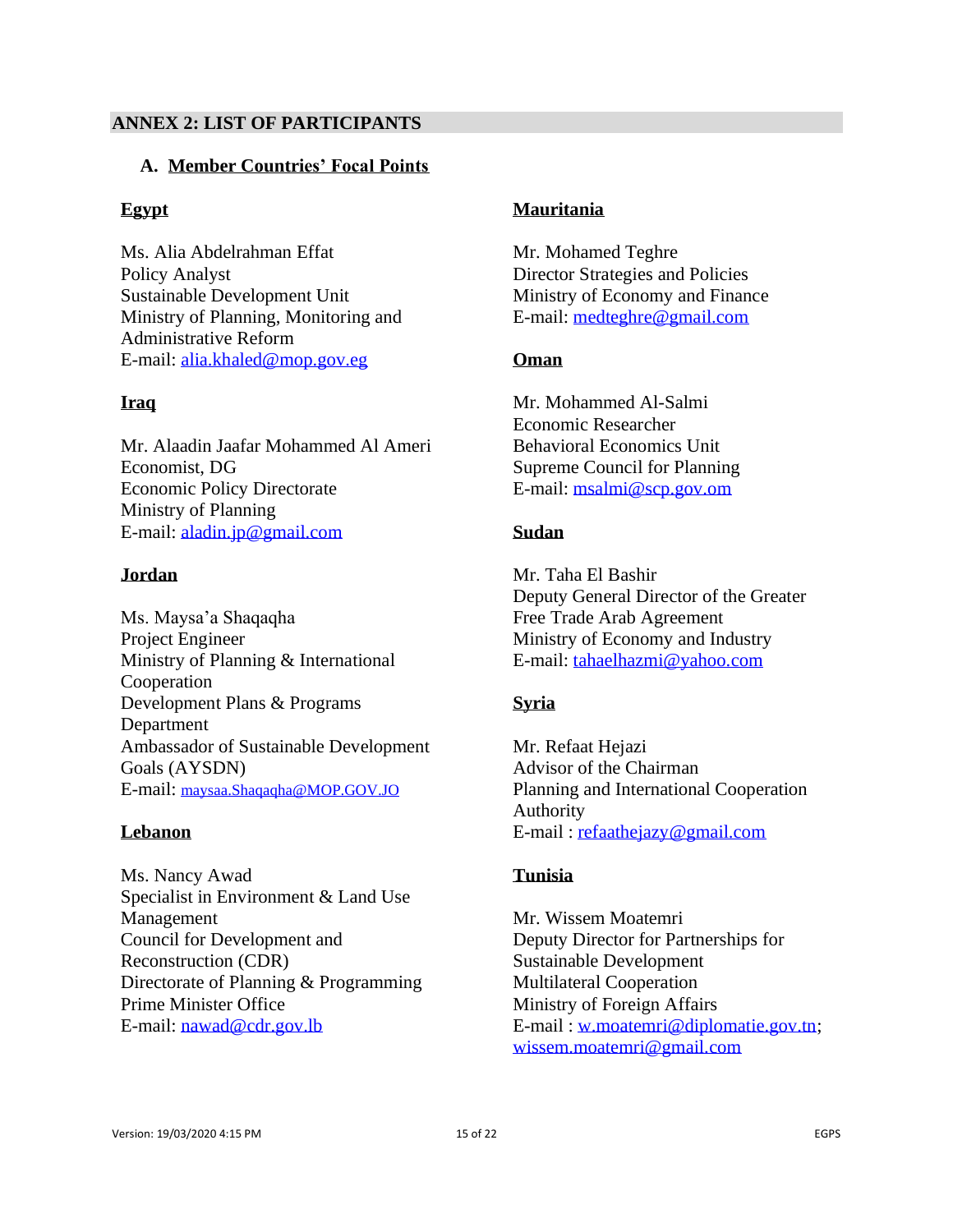## ANNEX 2: LIST OF PARTICIPANTS

### A. Member Countries' Focal Points

**Egypt**

Ms. Alia Abdelrahman Effat
Policy Analyst
Sustainable Development Unit
Ministry of Planning, Monitoring and Administrative Reform
E-mail: alia.khaled@mop.gov.eg

**Iraq**

Mr. Alaadin Jaafar Mohammed Al Ameri
Economist, DG
Economic Policy Directorate
Ministry of Planning
E-mail: aladin.jp@gmail.com

**Jordan**

Ms. Maysa'a Shaqaqha
Project Engineer
Ministry of Planning & International Cooperation
Development Plans & Programs Department
Ambassador of Sustainable Development Goals (AYSDN)
E-mail: maysaa.Shaqaqha@MOP.GOV.JO

**Lebanon**

Ms. Nancy Awad
Specialist in Environment & Land Use Management
Council for Development and Reconstruction (CDR)
Directorate of Planning & Programming
Prime Minister Office
E-mail: nawad@cdr.gov.lb

**Mauritania**

Mr. Mohamed Teghre
Director Strategies and Policies
Ministry of Economy and Finance
E-mail: medteghre@gmail.com

**Oman**

Mr. Mohammed Al-Salmi
Economic Researcher
Behavioral Economics Unit
Supreme Council for Planning
E-mail: msalmi@scp.gov.om

**Sudan**

Mr. Taha El Bashir
Deputy General Director of the Greater Free Trade Arab Agreement
Ministry of Economy and Industry
E-mail: tahaelhazmi@yahoo.com

**Syria**

Mr. Refaat Hejazi
Advisor of the Chairman
Planning and International Cooperation Authority
E-mail : refaathejazy@gmail.com

**Tunisia**

Mr. Wissem Moatemri
Deputy Director for Partnerships for Sustainable Development
Multilateral Cooperation
Ministry of Foreign Affairs
E-mail : w.moatemri@diplomatie.gov.tn; wissem.moatemri@gmail.com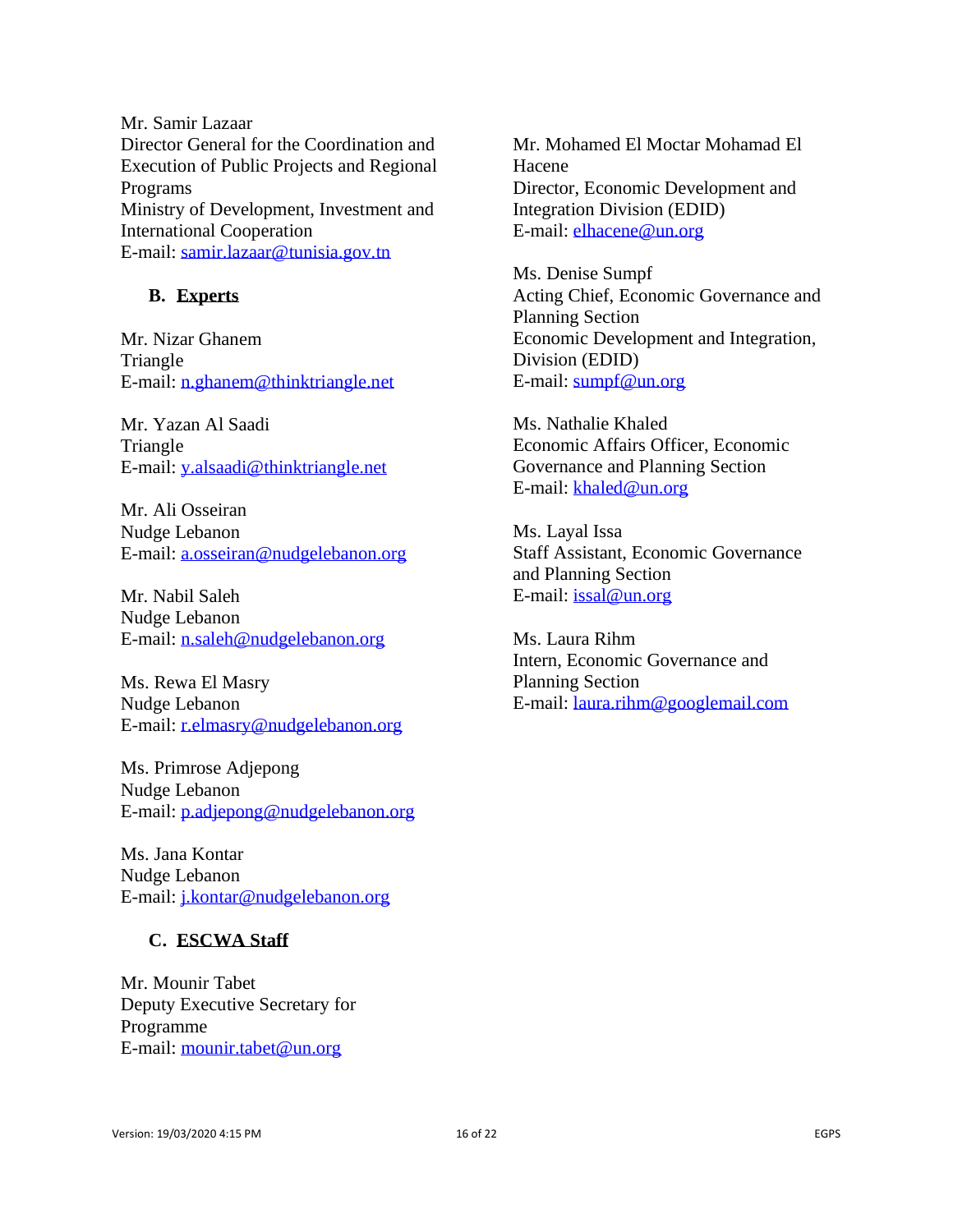Mr. Samir Lazaar
Director General for the Coordination and Execution of Public Projects and Regional Programs
Ministry of Development, Investment and International Cooperation
E-mail: samir.lazaar@tunisia.gov.tn

### B. Experts

Mr. Nizar Ghanem
Triangle
E-mail: n.ghanem@thinktriangle.net

Mr. Yazan Al Saadi
Triangle
E-mail: y.alsaadi@thinktriangle.net

Mr. Ali Osseiran
Nudge Lebanon
E-mail: a.osseiran@nudgelebanon.org

Mr. Nabil Saleh
Nudge Lebanon
E-mail: n.saleh@nudgelebanon.org

Ms. Rewa El Masry
Nudge Lebanon
E-mail: r.elmasry@nudgelebanon.org

Ms. Primrose Adjepong
Nudge Lebanon
E-mail: p.adjepong@nudgelebanon.org

Ms. Jana Kontar
Nudge Lebanon
E-mail: j.kontar@nudgelebanon.org

### C. ESCWA Staff

Mr. Mounir Tabet
Deputy Executive Secretary for Programme
E-mail: mounir.tabet@un.org

Mr. Mohamed El Moctar Mohamad El Hacene
Director, Economic Development and Integration Division (EDID)
E-mail: elhacene@un.org

Ms. Denise Sumpf
Acting Chief, Economic Governance and Planning Section
Economic Development and Integration, Division (EDID)
E-mail: sumpf@un.org

Ms. Nathalie Khaled
Economic Affairs Officer, Economic Governance and Planning Section
E-mail: khaled@un.org

Ms. Layal Issa
Staff Assistant, Economic Governance and Planning Section
E-mail: issal@un.org

Ms. Laura Rihm
Intern, Economic Governance and Planning Section
E-mail: laura.rihm@googlemail.com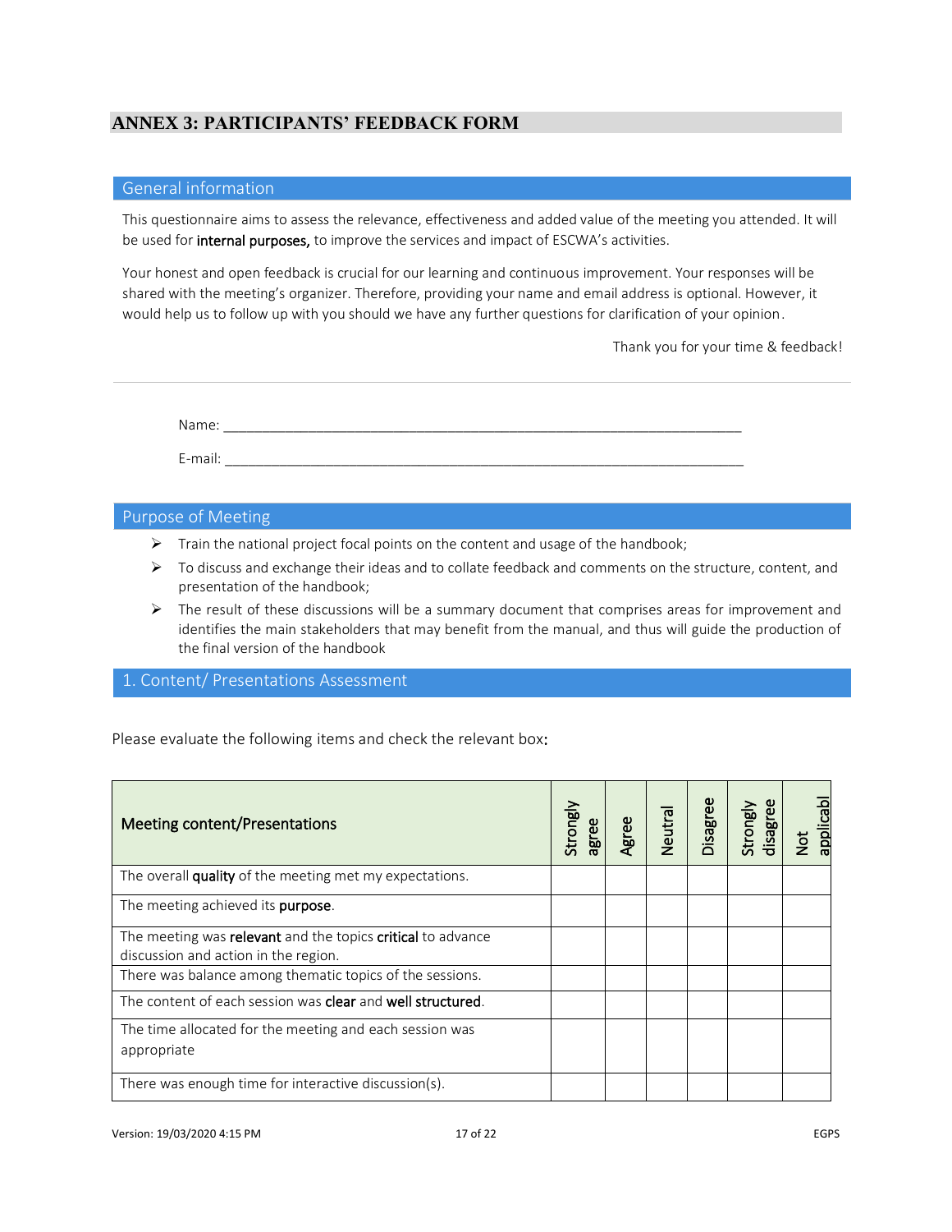## ANNEX 3: PARTICIPANTS' FEEDBACK FORM

### General information

This questionnaire aims to assess the relevance, effectiveness and added value of the meeting you attended. It will be used for **internal purposes,** to improve the services and impact of ESCWA's activities.

Your honest and open feedback is crucial for our learning and continuous improvement. Your responses will be shared with the meeting's organizer. Therefore, providing your name and email address is optional. However, it would help us to follow up with you should we have any further questions for clarification of your opinion.

Thank you for your time & feedback!

---

Name: ______________________________________________________________________

E-mail: ______________________________________________________________________

### Purpose of Meeting

- Train the national project focal points on the content and usage of the handbook;
- To discuss and exchange their ideas and to collate feedback and comments on the structure, content, and presentation of the handbook;
- The result of these discussions will be a summary document that comprises areas for improvement and identifies the main stakeholders that may benefit from the manual, and thus will guide the production of the final version of the handbook

### 1. Content/ Presentations Assessment

Please evaluate the following items and check the relevant box:

| Meeting content/Presentations | Strongly agree | Agree | Neutral | Disagree | Strongly disagree | Not applicabl |
|---|---|---|---|---|---|---|
| The overall **quality** of the meeting met my expectations. | | | | | | |
| The meeting achieved its **purpose**. | | | | | | |
| The meeting was **relevant** and the topics **critical** to advance discussion and action in the region. | | | | | | |
| There was balance among thematic topics of the sessions. | | | | | | |
| The content of each session was **clear** and **well structured**. | | | | | | |
| The time allocated for the meeting and each session was appropriate | | | | | | |
| There was enough time for interactive discussion(s). | | | | | | |

Version: 19/03/2020 4:15 PM

EGPS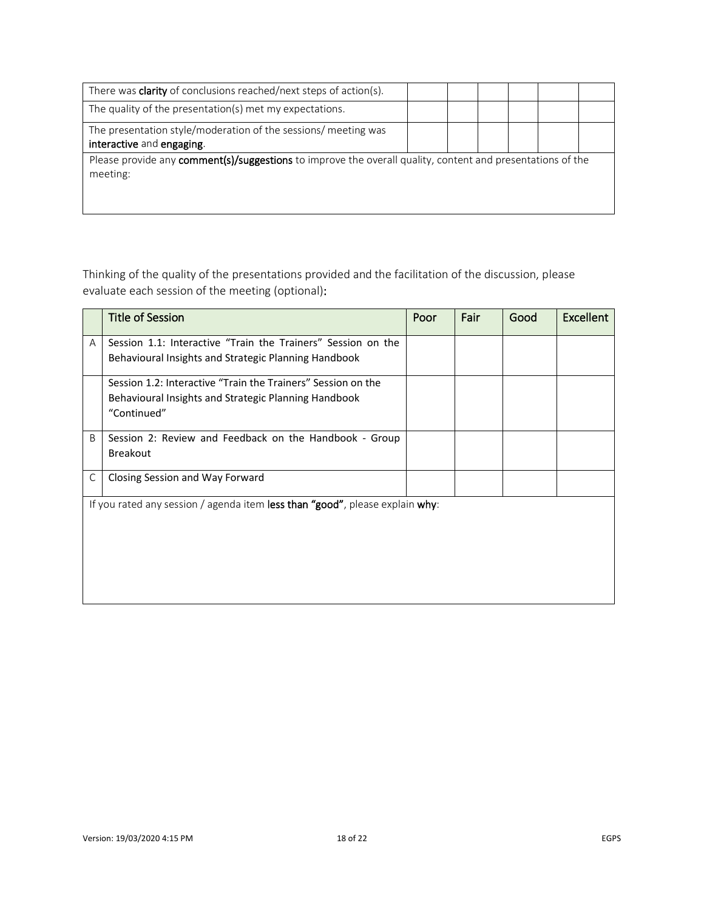| | | | | | |
|---|---|---|---|---|---|
| There was **clarity** of conclusions reached/next steps of action(s). | | | | | |
| The quality of the presentation(s) met my expectations. | | | | | |
| The presentation style/moderation of the sessions/ meeting was **interactive** and **engaging**. | | | | | |
| Please provide any **comment(s)/suggestions** to improve the overall quality, content and presentations of the meeting: | | | | | |

Thinking of the quality of the presentations provided and the facilitation of the discussion, please evaluate each session of the meeting (optional):

| | Title of Session | Poor | Fair | Good | Excellent |
|---|---|---|---|---|---|
| A | Session 1.1: Interactive "Train the Trainers" Session on the Behavioural Insights and Strategic Planning Handbook | | | | |
| | Session 1.2: Interactive "Train the Trainers" Session on the Behavioural Insights and Strategic Planning Handbook "Continued" | | | | |
| B | Session 2: Review and Feedback on the Handbook - Group Breakout | | | | |
| C | Closing Session and Way Forward | | | | |
| If you rated any session / agenda item **less than "good"**, please explain **why**: | | | | | |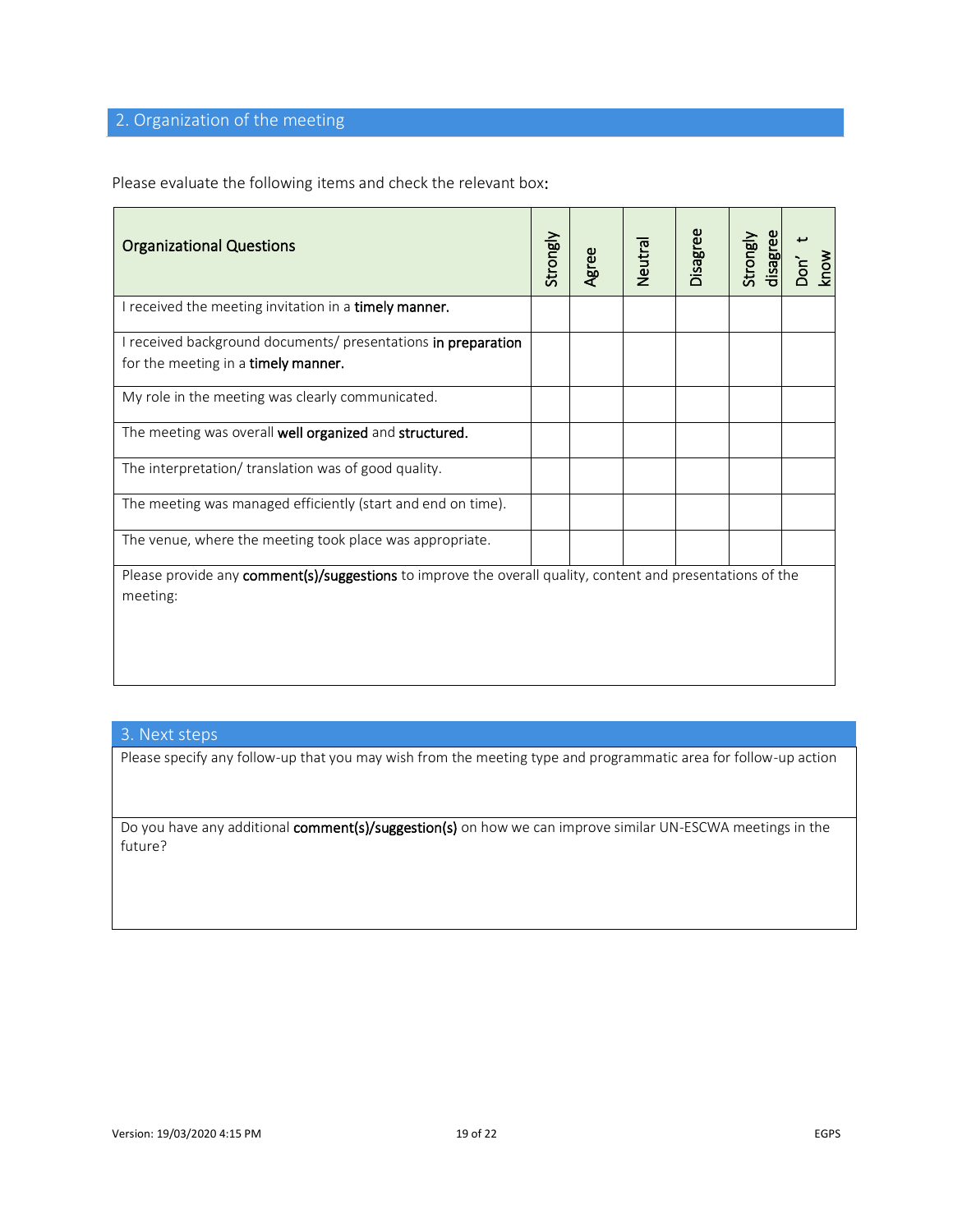## 2. Organization of the meeting

Please evaluate the following items and check the relevant box:

| Organizational Questions | Strongly | Agree | Neutral | Disagree | Strongly disagree | Don' t know |
|---|---|---|---|---|---|---|
| I received the meeting invitation in a **timely manner.** | | | | | | |
| I received background documents/ presentations **in preparation** for the meeting in a **timely manner.** | | | | | | |
| My role in the meeting was clearly communicated. | | | | | | |
| The meeting was overall **well organized** and **structured.** | | | | | | |
| The interpretation/ translation was of good quality. | | | | | | |
| The meeting was managed efficiently (start and end on time). | | | | | | |
| The venue, where the meeting took place was appropriate. | | | | | | |

Please provide any **comment(s)/suggestions** to improve the overall quality, content and presentations of the meeting:

## 3. Next steps

Please specify any follow-up that you may wish from the meeting type and programmatic area for follow-up action

Do you have any additional **comment(s)/suggestion(s)** on how we can improve similar UN-ESCWA meetings in the future?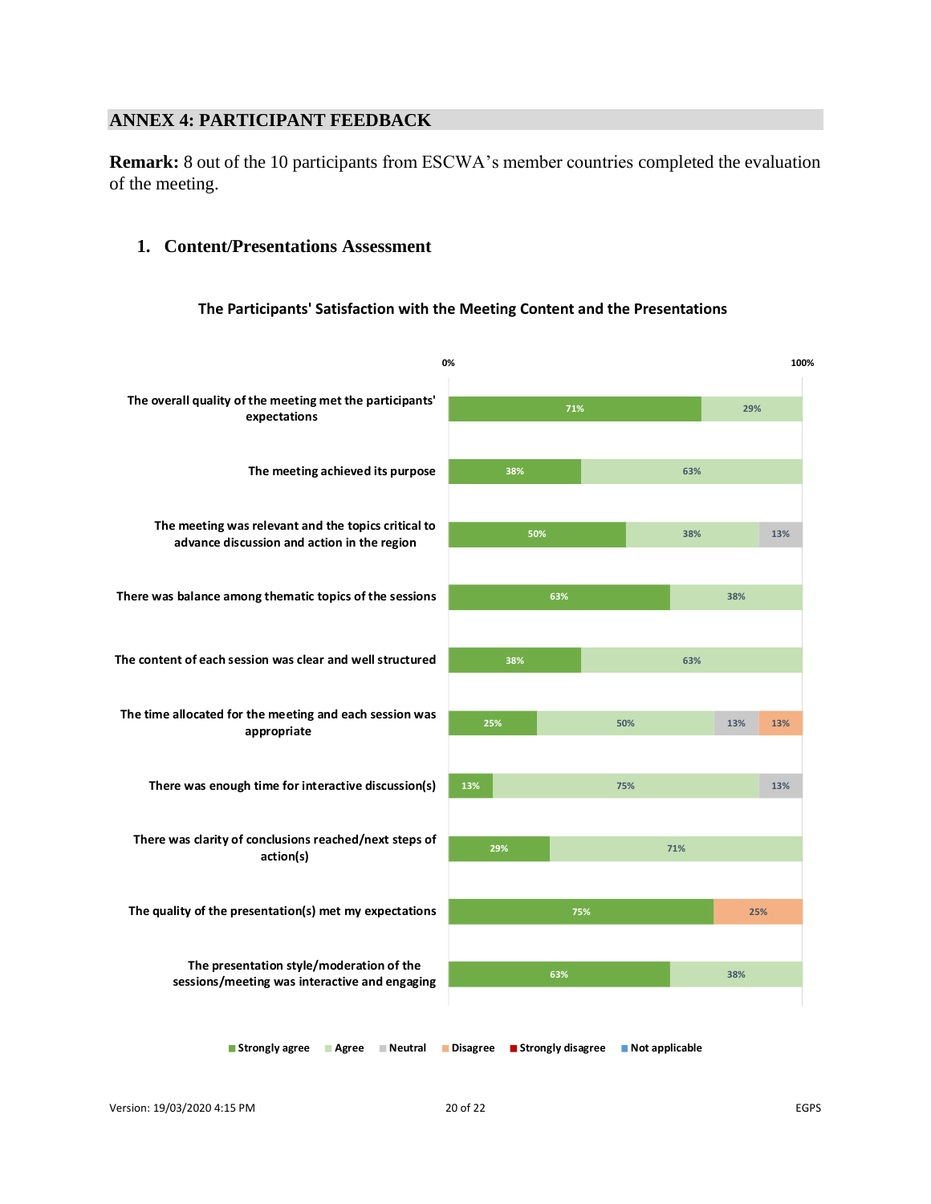## ANNEX 4: PARTICIPANT FEEDBACK

**Remark:** 8 out of the 10 participants from ESCWA's member countries completed the evaluation of the meeting.

### 1. Content/Presentations Assessment

**The Participants' Satisfaction with the Meeting Content and the Presentations**

| Statement | Strongly agree | Agree | Neutral | Disagree | Strongly disagree | Not applicable |
|---|---|---|---|---|---|---|
| The overall quality of the meeting met the participants' expectations | 71% | 29% | | | | |
| The meeting achieved its purpose | 38% | 63% | | | | |
| The meeting was relevant and the topics critical to advance discussion and action in the region | 50% | 38% | 13% | | | |
| There was balance among thematic topics of the sessions | 63% | 38% | | | | |
| The content of each session was clear and well structured | 38% | 63% | | | | |
| The time allocated for the meeting and each session was appropriate | 25% | 50% | 13% | 13% | | |
| There was enough time for interactive discussion(s) | 13% | 75% | 13% | | | |
| There was clarity of conclusions reached/next steps of action(s) | 29% | 71% | | | | |
| The quality of the presentation(s) met my expectations | 75% | | | 25% | | |
| The presentation style/moderation of the sessions/meeting was interactive and engaging | 63% | 38% | | | | |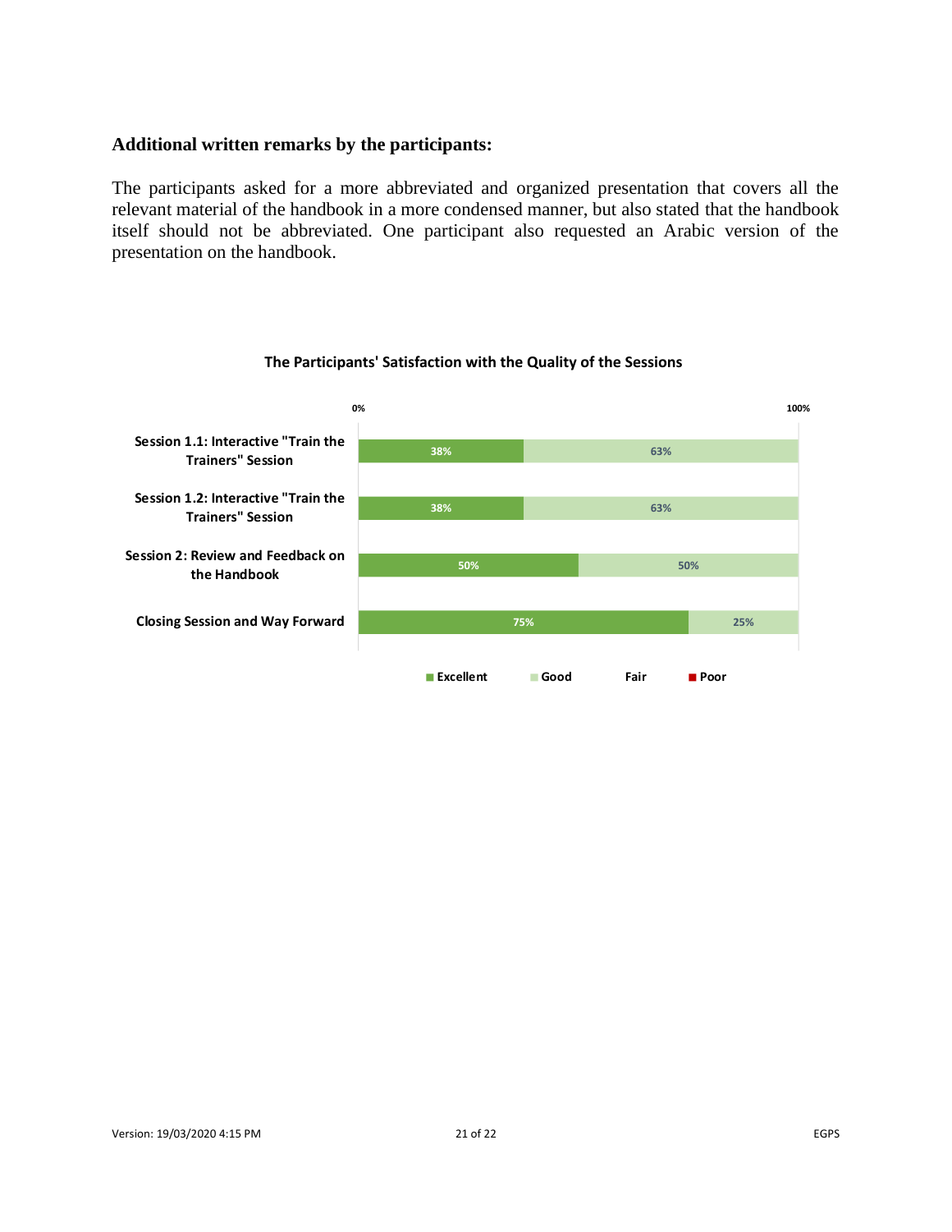### Additional written remarks by the participants:

The participants asked for a more abbreviated and organized presentation that covers all the relevant material of the handbook in a more condensed manner, but also stated that the handbook itself should not be abbreviated. One participant also requested an Arabic version of the presentation on the handbook.

**The Participants' Satisfaction with the Quality of the Sessions**

| Session | Excellent | Good | Fair | Poor |
|---|---|---|---|---|
| Session 1.1: Interactive "Train the Trainers" Session | 38% | 63% | | |
| Session 1.2: Interactive "Train the Trainers" Session | 38% | 63% | | |
| Session 2: Review and Feedback on the Handbook | 50% | 50% | | |
| Closing Session and Way Forward | 75% | 25% | | |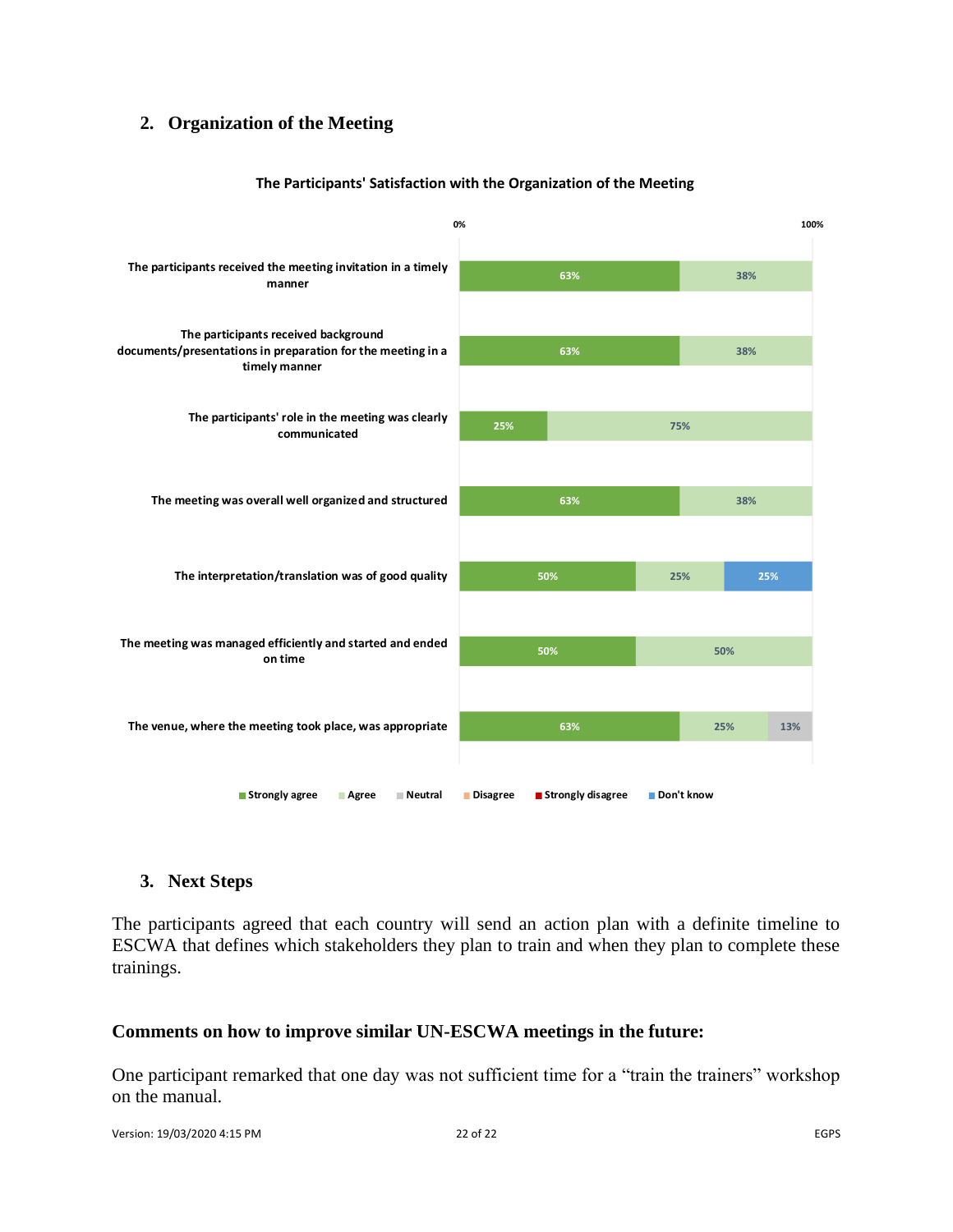## 2. Organization of the Meeting

The Participants' Satisfaction with the Organization of the Meeting

0%
100%

The participants received the meeting invitation in a timely manner
63%
38%

The participants received background documents/presentations in preparation for the meeting in a timely manner
63%
38%

The participants' role in the meeting was clearly communicated
25%
75%

The meeting was overall well organized and structured
63%
38%

The interpretation/translation was of good quality
50%
25%
25%

The meeting was managed efficiently and started and ended on time
50%
50%

The venue, where the meeting took place, was appropriate
63%
25%
13%

Strongly agree
Agree
Neutral
Disagree
Strongly disagree
Don't know

## 3. Next Steps

The participants agreed that each country will send an action plan with a definite timeline to ESCWA that defines which stakeholders they plan to train and when they plan to complete these trainings.

### Comments on how to improve similar UN-ESCWA meetings in the future:

One participant remarked that one day was not sufficient time for a "train the trainers" workshop on the manual.